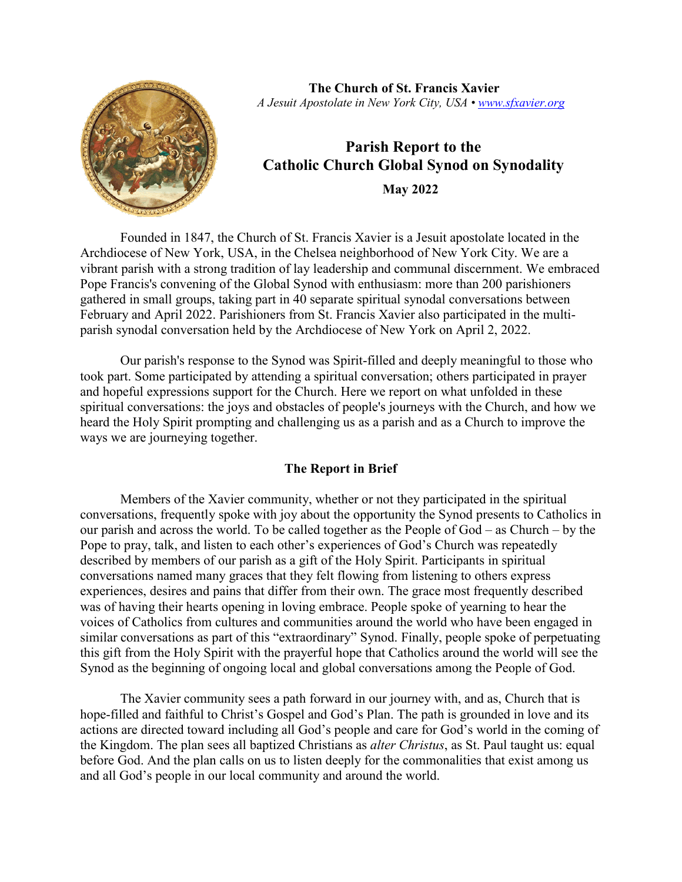**The Church of St. Francis Xavier**
*A Jesuit Apostolate in New York City, USA • www.sfxavier.org*

# Parish Report to the Catholic Church Global Synod on Synodality

**May 2022**

Founded in 1847, the Church of St. Francis Xavier is a Jesuit apostolate located in the Archdiocese of New York, USA, in the Chelsea neighborhood of New York City. We are a vibrant parish with a strong tradition of lay leadership and communal discernment. We embraced Pope Francis's convening of the Global Synod with enthusiasm: more than 200 parishioners gathered in small groups, taking part in 40 separate spiritual synodal conversations between February and April 2022. Parishioners from St. Francis Xavier also participated in the multi-parish synodal conversation held by the Archdiocese of New York on April 2, 2022.

Our parish's response to the Synod was Spirit-filled and deeply meaningful to those who took part. Some participated by attending a spiritual conversation; others participated in prayer and hopeful expressions support for the Church. Here we report on what unfolded in these spiritual conversations: the joys and obstacles of people's journeys with the Church, and how we heard the Holy Spirit prompting and challenging us as a parish and as a Church to improve the ways we are journeying together.

## The Report in Brief

Members of the Xavier community, whether or not they participated in the spiritual conversations, frequently spoke with joy about the opportunity the Synod presents to Catholics in our parish and across the world. To be called together as the People of God – as Church – by the Pope to pray, talk, and listen to each other's experiences of God's Church was repeatedly described by members of our parish as a gift of the Holy Spirit. Participants in spiritual conversations named many graces that they felt flowing from listening to others express experiences, desires and pains that differ from their own. The grace most frequently described was of having their hearts opening in loving embrace. People spoke of yearning to hear the voices of Catholics from cultures and communities around the world who have been engaged in similar conversations as part of this "extraordinary" Synod. Finally, people spoke of perpetuating this gift from the Holy Spirit with the prayerful hope that Catholics around the world will see the Synod as the beginning of ongoing local and global conversations among the People of God.

The Xavier community sees a path forward in our journey with, and as, Church that is hope-filled and faithful to Christ's Gospel and God's Plan. The path is grounded in love and its actions are directed toward including all God's people and care for God's world in the coming of the Kingdom. The plan sees all baptized Christians as *alter Christus*, as St. Paul taught us: equal before God. And the plan calls on us to listen deeply for the commonalities that exist among us and all God's people in our local community and around the world.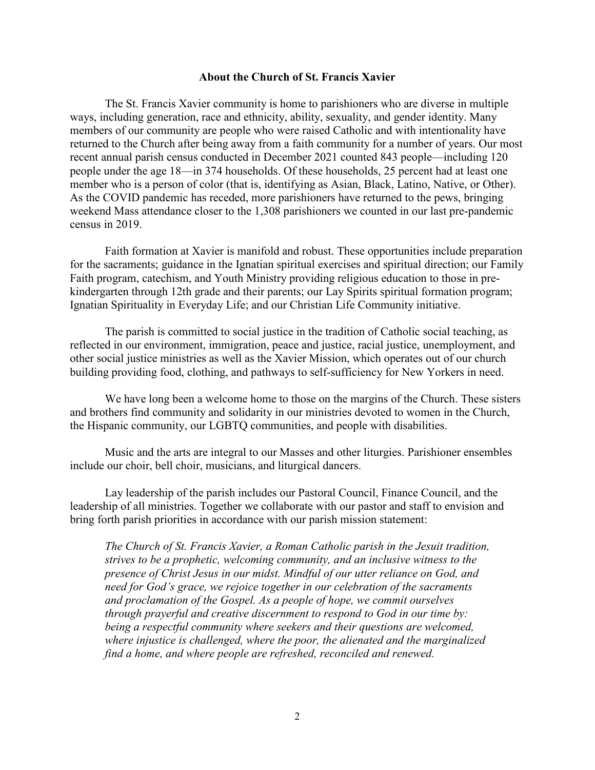## About the Church of St. Francis Xavier

The St. Francis Xavier community is home to parishioners who are diverse in multiple ways, including generation, race and ethnicity, ability, sexuality, and gender identity. Many members of our community are people who were raised Catholic and with intentionality have returned to the Church after being away from a faith community for a number of years. Our most recent annual parish census conducted in December 2021 counted 843 people—including 120 people under the age 18—in 374 households. Of these households, 25 percent had at least one member who is a person of color (that is, identifying as Asian, Black, Latino, Native, or Other). As the COVID pandemic has receded, more parishioners have returned to the pews, bringing weekend Mass attendance closer to the 1,308 parishioners we counted in our last pre-pandemic census in 2019.

Faith formation at Xavier is manifold and robust. These opportunities include preparation for the sacraments; guidance in the Ignatian spiritual exercises and spiritual direction; our Family Faith program, catechism, and Youth Ministry providing religious education to those in pre-kindergarten through 12th grade and their parents; our Lay Spirits spiritual formation program; Ignatian Spirituality in Everyday Life; and our Christian Life Community initiative.

The parish is committed to social justice in the tradition of Catholic social teaching, as reflected in our environment, immigration, peace and justice, racial justice, unemployment, and other social justice ministries as well as the Xavier Mission, which operates out of our church building providing food, clothing, and pathways to self-sufficiency for New Yorkers in need.

We have long been a welcome home to those on the margins of the Church. These sisters and brothers find community and solidarity in our ministries devoted to women in the Church, the Hispanic community, our LGBTQ communities, and people with disabilities.

Music and the arts are integral to our Masses and other liturgies. Parishioner ensembles include our choir, bell choir, musicians, and liturgical dancers.

Lay leadership of the parish includes our Pastoral Council, Finance Council, and the leadership of all ministries. Together we collaborate with our pastor and staff to envision and bring forth parish priorities in accordance with our parish mission statement:

> *The Church of St. Francis Xavier, a Roman Catholic parish in the Jesuit tradition, strives to be a prophetic, welcoming community, and an inclusive witness to the presence of Christ Jesus in our midst. Mindful of our utter reliance on God, and need for God's grace, we rejoice together in our celebration of the sacraments and proclamation of the Gospel. As a people of hope, we commit ourselves through prayerful and creative discernment to respond to God in our time by: being a respectful community where seekers and their questions are welcomed, where injustice is challenged, where the poor, the alienated and the marginalized find a home, and where people are refreshed, reconciled and renewed.*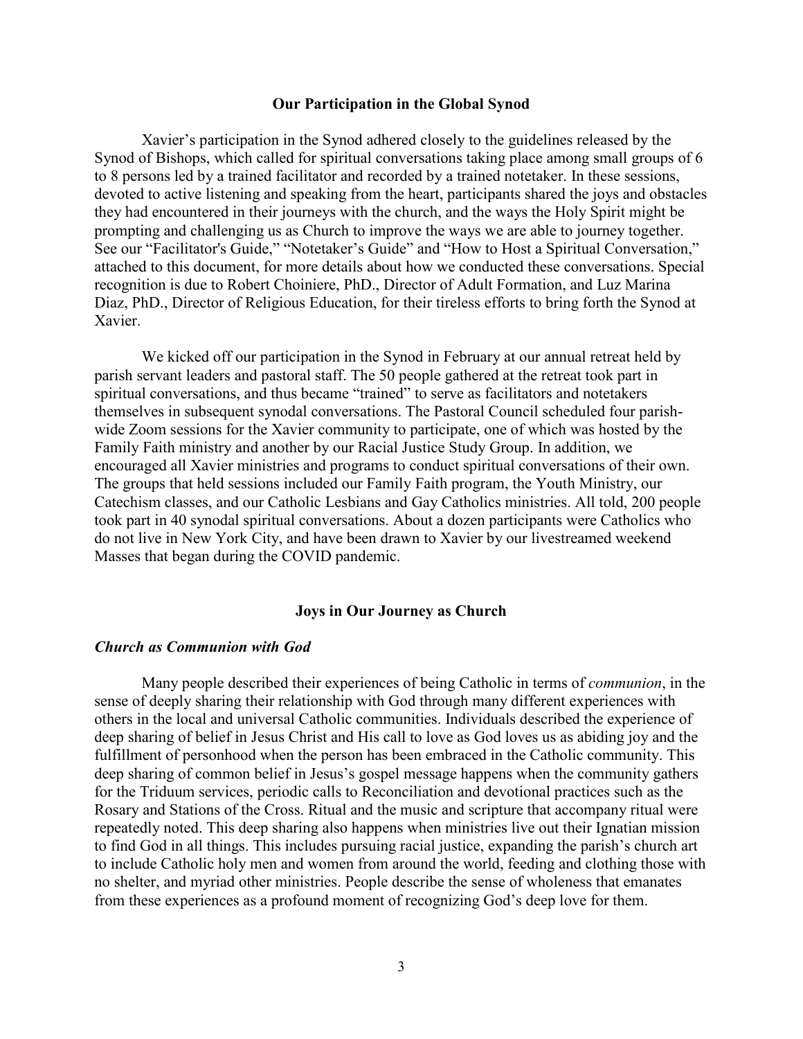## Our Participation in the Global Synod

Xavier's participation in the Synod adhered closely to the guidelines released by the Synod of Bishops, which called for spiritual conversations taking place among small groups of 6 to 8 persons led by a trained facilitator and recorded by a trained notetaker. In these sessions, devoted to active listening and speaking from the heart, participants shared the joys and obstacles they had encountered in their journeys with the church, and the ways the Holy Spirit might be prompting and challenging us as Church to improve the ways we are able to journey together. See our "Facilitator's Guide," "Notetaker's Guide" and "How to Host a Spiritual Conversation," attached to this document, for more details about how we conducted these conversations. Special recognition is due to Robert Choiniere, PhD., Director of Adult Formation, and Luz Marina Diaz, PhD., Director of Religious Education, for their tireless efforts to bring forth the Synod at Xavier.

We kicked off our participation in the Synod in February at our annual retreat held by parish servant leaders and pastoral staff. The 50 people gathered at the retreat took part in spiritual conversations, and thus became "trained" to serve as facilitators and notetakers themselves in subsequent synodal conversations. The Pastoral Council scheduled four parish-wide Zoom sessions for the Xavier community to participate, one of which was hosted by the Family Faith ministry and another by our Racial Justice Study Group. In addition, we encouraged all Xavier ministries and programs to conduct spiritual conversations of their own. The groups that held sessions included our Family Faith program, the Youth Ministry, our Catechism classes, and our Catholic Lesbians and Gay Catholics ministries. All told, 200 people took part in 40 synodal spiritual conversations. About a dozen participants were Catholics who do not live in New York City, and have been drawn to Xavier by our livestreamed weekend Masses that began during the COVID pandemic.

## Joys in Our Journey as Church

### *Church as Communion with God*

Many people described their experiences of being Catholic in terms of *communion*, in the sense of deeply sharing their relationship with God through many different experiences with others in the local and universal Catholic communities. Individuals described the experience of deep sharing of belief in Jesus Christ and His call to love as God loves us as abiding joy and the fulfillment of personhood when the person has been embraced in the Catholic community. This deep sharing of common belief in Jesus's gospel message happens when the community gathers for the Triduum services, periodic calls to Reconciliation and devotional practices such as the Rosary and Stations of the Cross. Ritual and the music and scripture that accompany ritual were repeatedly noted. This deep sharing also happens when ministries live out their Ignatian mission to find God in all things. This includes pursuing racial justice, expanding the parish's church art to include Catholic holy men and women from around the world, feeding and clothing those with no shelter, and myriad other ministries. People describe the sense of wholeness that emanates from these experiences as a profound moment of recognizing God's deep love for them.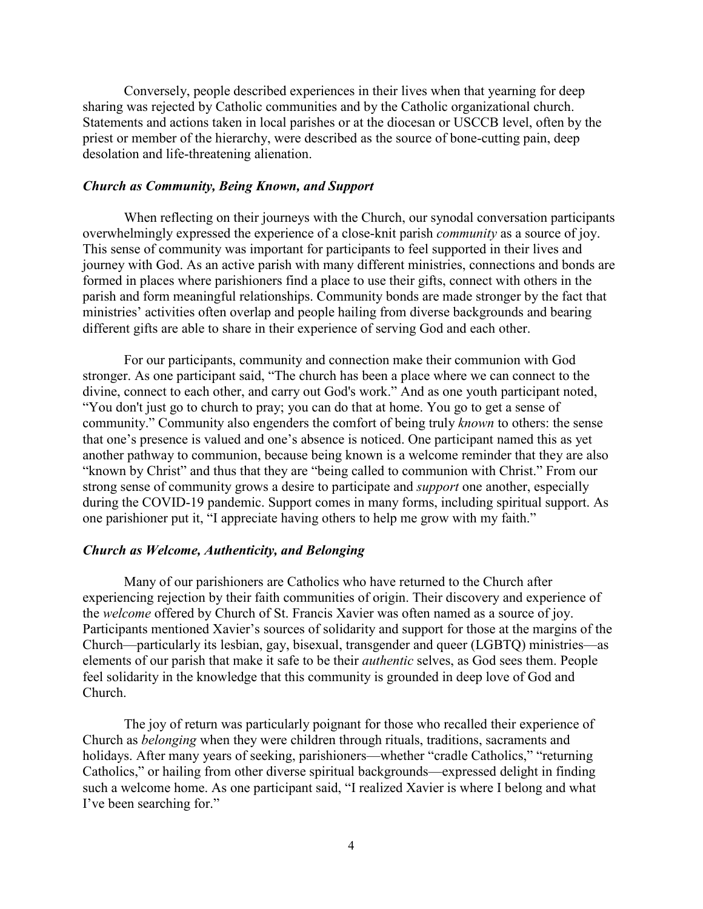Conversely, people described experiences in their lives when that yearning for deep sharing was rejected by Catholic communities and by the Catholic organizational church. Statements and actions taken in local parishes or at the diocesan or USCCB level, often by the priest or member of the hierarchy, were described as the source of bone-cutting pain, deep desolation and life-threatening alienation.

### *Church as Community, Being Known, and Support*

When reflecting on their journeys with the Church, our synodal conversation participants overwhelmingly expressed the experience of a close-knit parish *community* as a source of joy. This sense of community was important for participants to feel supported in their lives and journey with God. As an active parish with many different ministries, connections and bonds are formed in places where parishioners find a place to use their gifts, connect with others in the parish and form meaningful relationships. Community bonds are made stronger by the fact that ministries' activities often overlap and people hailing from diverse backgrounds and bearing different gifts are able to share in their experience of serving God and each other.

For our participants, community and connection make their communion with God stronger. As one participant said, "The church has been a place where we can connect to the divine, connect to each other, and carry out God's work." And as one youth participant noted, "You don't just go to church to pray; you can do that at home. You go to get a sense of community." Community also engenders the comfort of being truly *known* to others: the sense that one's presence is valued and one's absence is noticed. One participant named this as yet another pathway to communion, because being known is a welcome reminder that they are also "known by Christ" and thus that they are "being called to communion with Christ." From our strong sense of community grows a desire to participate and *support* one another, especially during the COVID-19 pandemic. Support comes in many forms, including spiritual support. As one parishioner put it, "I appreciate having others to help me grow with my faith."

### *Church as Welcome, Authenticity, and Belonging*

Many of our parishioners are Catholics who have returned to the Church after experiencing rejection by their faith communities of origin. Their discovery and experience of the *welcome* offered by Church of St. Francis Xavier was often named as a source of joy. Participants mentioned Xavier's sources of solidarity and support for those at the margins of the Church—particularly its lesbian, gay, bisexual, transgender and queer (LGBTQ) ministries—as elements of our parish that make it safe to be their *authentic* selves, as God sees them. People feel solidarity in the knowledge that this community is grounded in deep love of God and Church.

The joy of return was particularly poignant for those who recalled their experience of Church as *belonging* when they were children through rituals, traditions, sacraments and holidays. After many years of seeking, parishioners—whether "cradle Catholics," "returning Catholics," or hailing from other diverse spiritual backgrounds—expressed delight in finding such a welcome home. As one participant said, "I realized Xavier is where I belong and what I've been searching for."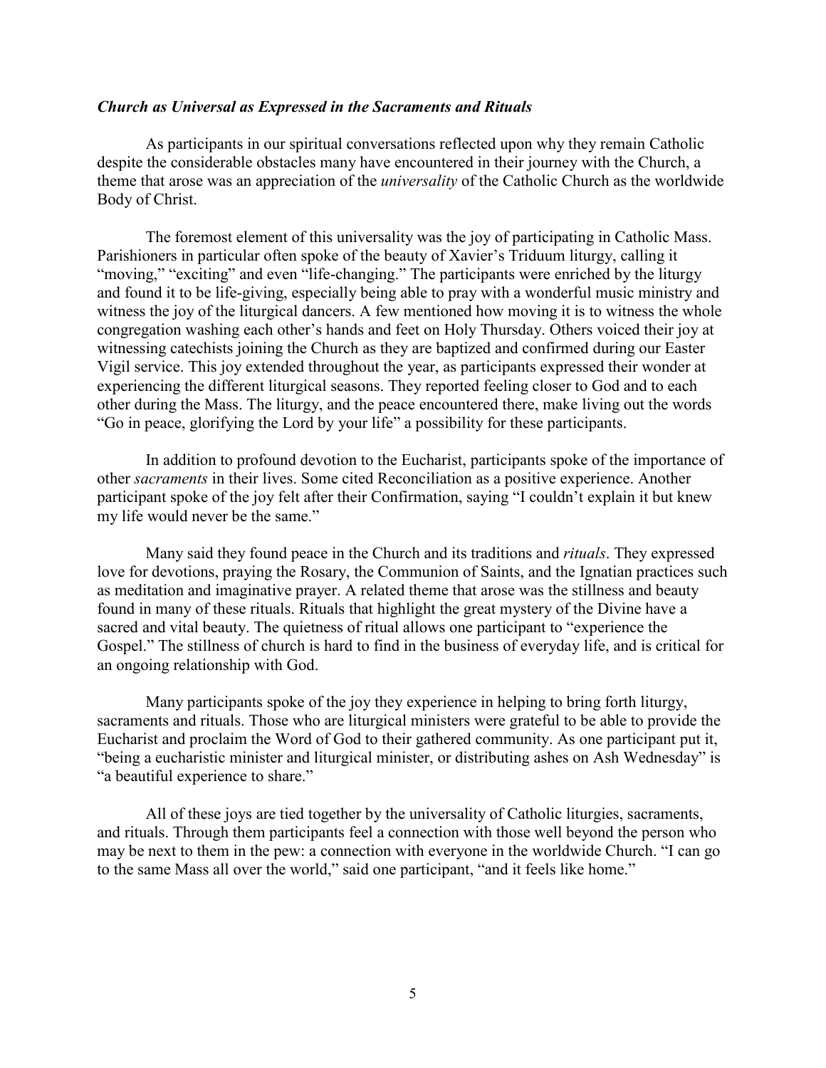### ***Church as Universal as Expressed in the Sacraments and Rituals***

As participants in our spiritual conversations reflected upon why they remain Catholic despite the considerable obstacles many have encountered in their journey with the Church, a theme that arose was an appreciation of the *universality* of the Catholic Church as the worldwide Body of Christ.

The foremost element of this universality was the joy of participating in Catholic Mass. Parishioners in particular often spoke of the beauty of Xavier's Triduum liturgy, calling it "moving," "exciting" and even "life-changing." The participants were enriched by the liturgy and found it to be life-giving, especially being able to pray with a wonderful music ministry and witness the joy of the liturgical dancers. A few mentioned how moving it is to witness the whole congregation washing each other's hands and feet on Holy Thursday. Others voiced their joy at witnessing catechists joining the Church as they are baptized and confirmed during our Easter Vigil service. This joy extended throughout the year, as participants expressed their wonder at experiencing the different liturgical seasons. They reported feeling closer to God and to each other during the Mass. The liturgy, and the peace encountered there, make living out the words "Go in peace, glorifying the Lord by your life" a possibility for these participants.

In addition to profound devotion to the Eucharist, participants spoke of the importance of other *sacraments* in their lives. Some cited Reconciliation as a positive experience. Another participant spoke of the joy felt after their Confirmation, saying "I couldn't explain it but knew my life would never be the same."

Many said they found peace in the Church and its traditions and *rituals*. They expressed love for devotions, praying the Rosary, the Communion of Saints, and the Ignatian practices such as meditation and imaginative prayer. A related theme that arose was the stillness and beauty found in many of these rituals. Rituals that highlight the great mystery of the Divine have a sacred and vital beauty. The quietness of ritual allows one participant to "experience the Gospel." The stillness of church is hard to find in the business of everyday life, and is critical for an ongoing relationship with God.

Many participants spoke of the joy they experience in helping to bring forth liturgy, sacraments and rituals. Those who are liturgical ministers were grateful to be able to provide the Eucharist and proclaim the Word of God to their gathered community. As one participant put it, "being a eucharistic minister and liturgical minister, or distributing ashes on Ash Wednesday" is "a beautiful experience to share."

All of these joys are tied together by the universality of Catholic liturgies, sacraments, and rituals. Through them participants feel a connection with those well beyond the person who may be next to them in the pew: a connection with everyone in the worldwide Church. "I can go to the same Mass all over the world," said one participant, "and it feels like home."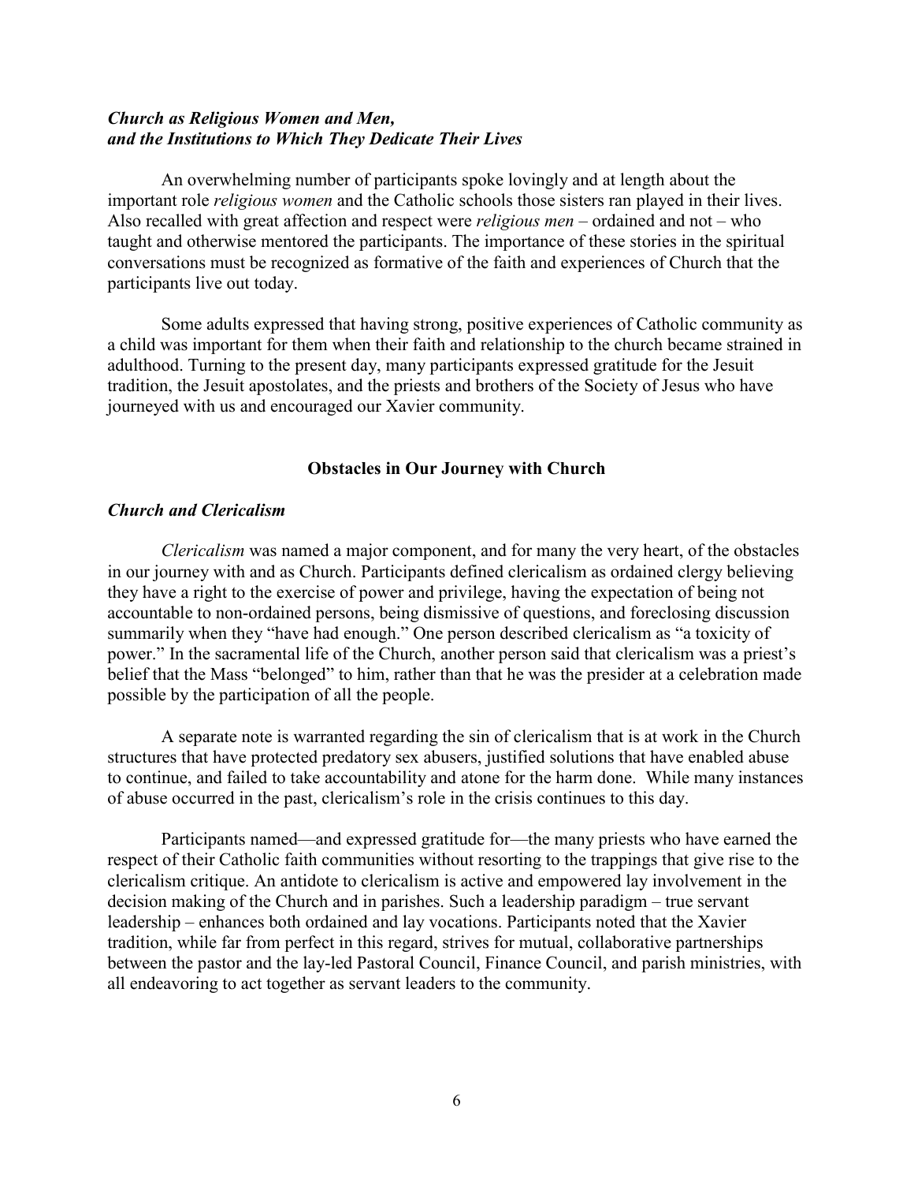### *Church as Religious Women and Men, and the Institutions to Which They Dedicate Their Lives*

An overwhelming number of participants spoke lovingly and at length about the important role *religious women* and the Catholic schools those sisters ran played in their lives. Also recalled with great affection and respect were *religious men* – ordained and not – who taught and otherwise mentored the participants. The importance of these stories in the spiritual conversations must be recognized as formative of the faith and experiences of Church that the participants live out today.

Some adults expressed that having strong, positive experiences of Catholic community as a child was important for them when their faith and relationship to the church became strained in adulthood. Turning to the present day, many participants expressed gratitude for the Jesuit tradition, the Jesuit apostolates, and the priests and brothers of the Society of Jesus who have journeyed with us and encouraged our Xavier community.

## Obstacles in Our Journey with Church

### *Church and Clericalism*

*Clericalism* was named a major component, and for many the very heart, of the obstacles in our journey with and as Church. Participants defined clericalism as ordained clergy believing they have a right to the exercise of power and privilege, having the expectation of being not accountable to non-ordained persons, being dismissive of questions, and foreclosing discussion summarily when they "have had enough." One person described clericalism as "a toxicity of power." In the sacramental life of the Church, another person said that clericalism was a priest's belief that the Mass "belonged" to him, rather than that he was the presider at a celebration made possible by the participation of all the people.

A separate note is warranted regarding the sin of clericalism that is at work in the Church structures that have protected predatory sex abusers, justified solutions that have enabled abuse to continue, and failed to take accountability and atone for the harm done. While many instances of abuse occurred in the past, clericalism's role in the crisis continues to this day.

Participants named—and expressed gratitude for—the many priests who have earned the respect of their Catholic faith communities without resorting to the trappings that give rise to the clericalism critique. An antidote to clericalism is active and empowered lay involvement in the decision making of the Church and in parishes. Such a leadership paradigm – true servant leadership – enhances both ordained and lay vocations. Participants noted that the Xavier tradition, while far from perfect in this regard, strives for mutual, collaborative partnerships between the pastor and the lay-led Pastoral Council, Finance Council, and parish ministries, with all endeavoring to act together as servant leaders to the community.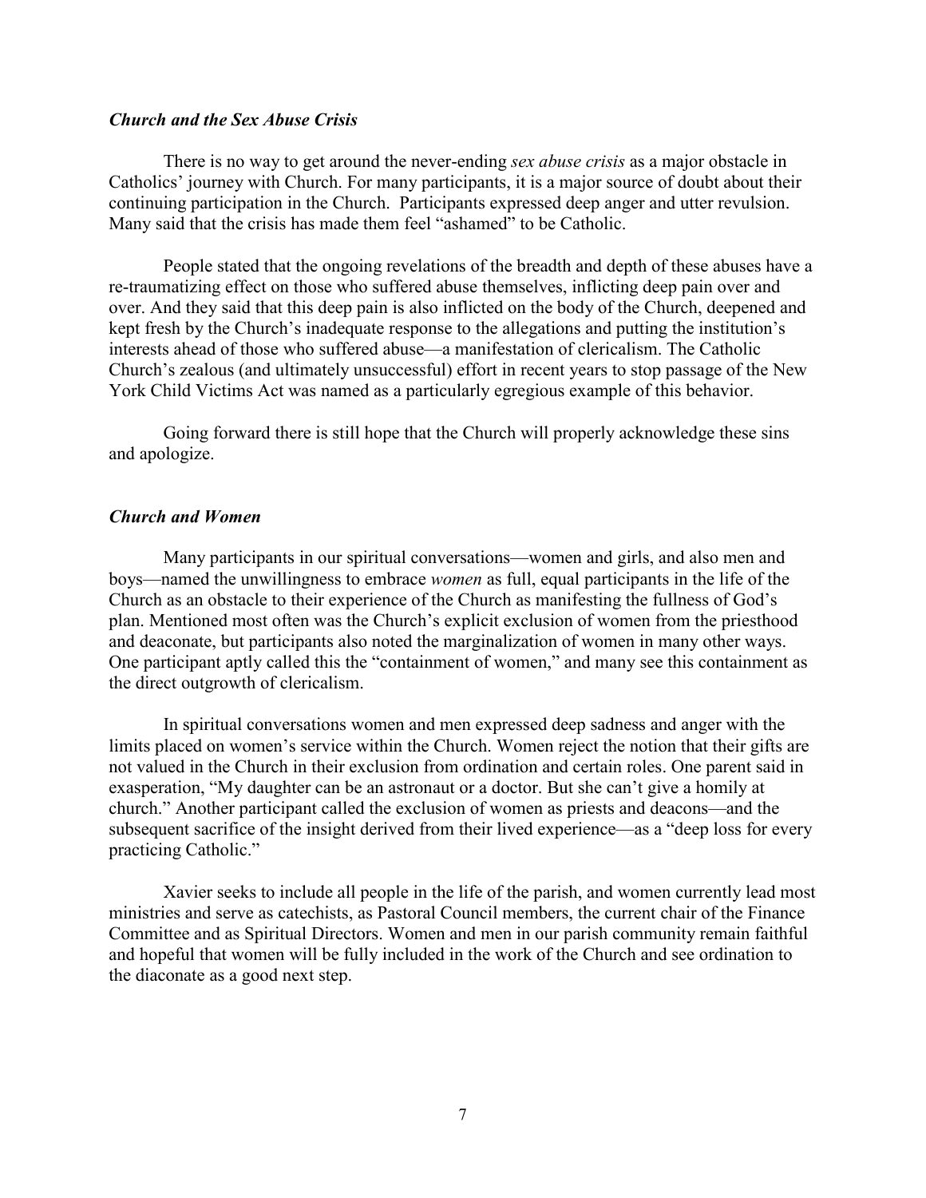### *Church and the Sex Abuse Crisis*

There is no way to get around the never-ending *sex abuse crisis* as a major obstacle in Catholics' journey with Church. For many participants, it is a major source of doubt about their continuing participation in the Church. Participants expressed deep anger and utter revulsion. Many said that the crisis has made them feel "ashamed" to be Catholic.

People stated that the ongoing revelations of the breadth and depth of these abuses have a re-traumatizing effect on those who suffered abuse themselves, inflicting deep pain over and over. And they said that this deep pain is also inflicted on the body of the Church, deepened and kept fresh by the Church's inadequate response to the allegations and putting the institution's interests ahead of those who suffered abuse—a manifestation of clericalism. The Catholic Church's zealous (and ultimately unsuccessful) effort in recent years to stop passage of the New York Child Victims Act was named as a particularly egregious example of this behavior.

Going forward there is still hope that the Church will properly acknowledge these sins and apologize.

### *Church and Women*

Many participants in our spiritual conversations—women and girls, and also men and boys—named the unwillingness to embrace *women* as full, equal participants in the life of the Church as an obstacle to their experience of the Church as manifesting the fullness of God's plan. Mentioned most often was the Church's explicit exclusion of women from the priesthood and deaconate, but participants also noted the marginalization of women in many other ways. One participant aptly called this the "containment of women," and many see this containment as the direct outgrowth of clericalism.

In spiritual conversations women and men expressed deep sadness and anger with the limits placed on women's service within the Church. Women reject the notion that their gifts are not valued in the Church in their exclusion from ordination and certain roles. One parent said in exasperation, "My daughter can be an astronaut or a doctor. But she can't give a homily at church." Another participant called the exclusion of women as priests and deacons—and the subsequent sacrifice of the insight derived from their lived experience—as a "deep loss for every practicing Catholic."

Xavier seeks to include all people in the life of the parish, and women currently lead most ministries and serve as catechists, as Pastoral Council members, the current chair of the Finance Committee and as Spiritual Directors. Women and men in our parish community remain faithful and hopeful that women will be fully included in the work of the Church and see ordination to the diaconate as a good next step.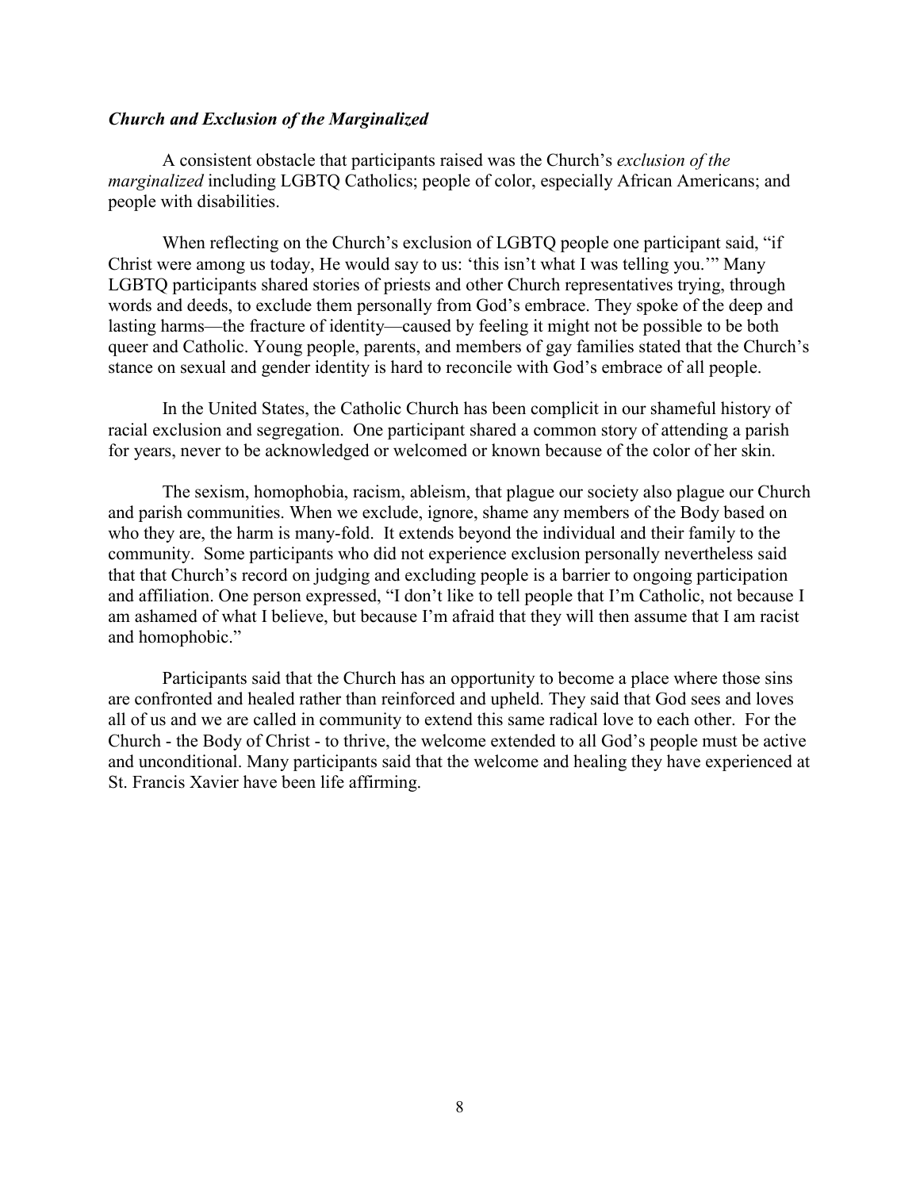### ***Church and Exclusion of the Marginalized***

A consistent obstacle that participants raised was the Church's *exclusion of the marginalized* including LGBTQ Catholics; people of color, especially African Americans; and people with disabilities.

When reflecting on the Church's exclusion of LGBTQ people one participant said, "if Christ were among us today, He would say to us: 'this isn't what I was telling you.'" Many LGBTQ participants shared stories of priests and other Church representatives trying, through words and deeds, to exclude them personally from God's embrace. They spoke of the deep and lasting harms—the fracture of identity—caused by feeling it might not be possible to be both queer and Catholic. Young people, parents, and members of gay families stated that the Church's stance on sexual and gender identity is hard to reconcile with God's embrace of all people.

In the United States, the Catholic Church has been complicit in our shameful history of racial exclusion and segregation. One participant shared a common story of attending a parish for years, never to be acknowledged or welcomed or known because of the color of her skin.

The sexism, homophobia, racism, ableism, that plague our society also plague our Church and parish communities. When we exclude, ignore, shame any members of the Body based on who they are, the harm is many-fold. It extends beyond the individual and their family to the community. Some participants who did not experience exclusion personally nevertheless said that that Church's record on judging and excluding people is a barrier to ongoing participation and affiliation. One person expressed, "I don't like to tell people that I'm Catholic, not because I am ashamed of what I believe, but because I'm afraid that they will then assume that I am racist and homophobic."

Participants said that the Church has an opportunity to become a place where those sins are confronted and healed rather than reinforced and upheld. They said that God sees and loves all of us and we are called in community to extend this same radical love to each other. For the Church - the Body of Christ - to thrive, the welcome extended to all God's people must be active and unconditional. Many participants said that the welcome and healing they have experienced at St. Francis Xavier have been life affirming.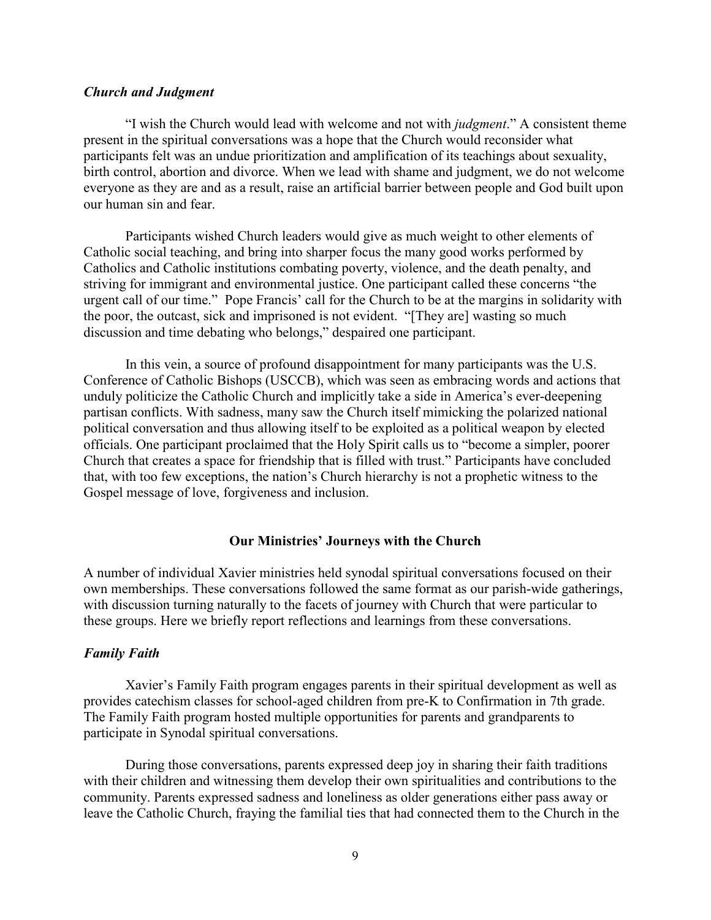### *Church and Judgment*

"I wish the Church would lead with welcome and not with *judgment*." A consistent theme present in the spiritual conversations was a hope that the Church would reconsider what participants felt was an undue prioritization and amplification of its teachings about sexuality, birth control, abortion and divorce. When we lead with shame and judgment, we do not welcome everyone as they are and as a result, raise an artificial barrier between people and God built upon our human sin and fear.

Participants wished Church leaders would give as much weight to other elements of Catholic social teaching, and bring into sharper focus the many good works performed by Catholics and Catholic institutions combating poverty, violence, and the death penalty, and striving for immigrant and environmental justice. One participant called these concerns "the urgent call of our time." Pope Francis' call for the Church to be at the margins in solidarity with the poor, the outcast, sick and imprisoned is not evident. "[They are] wasting so much discussion and time debating who belongs," despaired one participant.

In this vein, a source of profound disappointment for many participants was the U.S. Conference of Catholic Bishops (USCCB), which was seen as embracing words and actions that unduly politicize the Catholic Church and implicitly take a side in America's ever-deepening partisan conflicts. With sadness, many saw the Church itself mimicking the polarized national political conversation and thus allowing itself to be exploited as a political weapon by elected officials. One participant proclaimed that the Holy Spirit calls us to "become a simpler, poorer Church that creates a space for friendship that is filled with trust." Participants have concluded that, with too few exceptions, the nation's Church hierarchy is not a prophetic witness to the Gospel message of love, forgiveness and inclusion.

## Our Ministries' Journeys with the Church

A number of individual Xavier ministries held synodal spiritual conversations focused on their own memberships. These conversations followed the same format as our parish-wide gatherings, with discussion turning naturally to the facets of journey with Church that were particular to these groups. Here we briefly report reflections and learnings from these conversations.

### *Family Faith*

Xavier's Family Faith program engages parents in their spiritual development as well as provides catechism classes for school-aged children from pre-K to Confirmation in 7th grade. The Family Faith program hosted multiple opportunities for parents and grandparents to participate in Synodal spiritual conversations.

During those conversations, parents expressed deep joy in sharing their faith traditions with their children and witnessing them develop their own spiritualities and contributions to the community. Parents expressed sadness and loneliness as older generations either pass away or leave the Catholic Church, fraying the familial ties that had connected them to the Church in the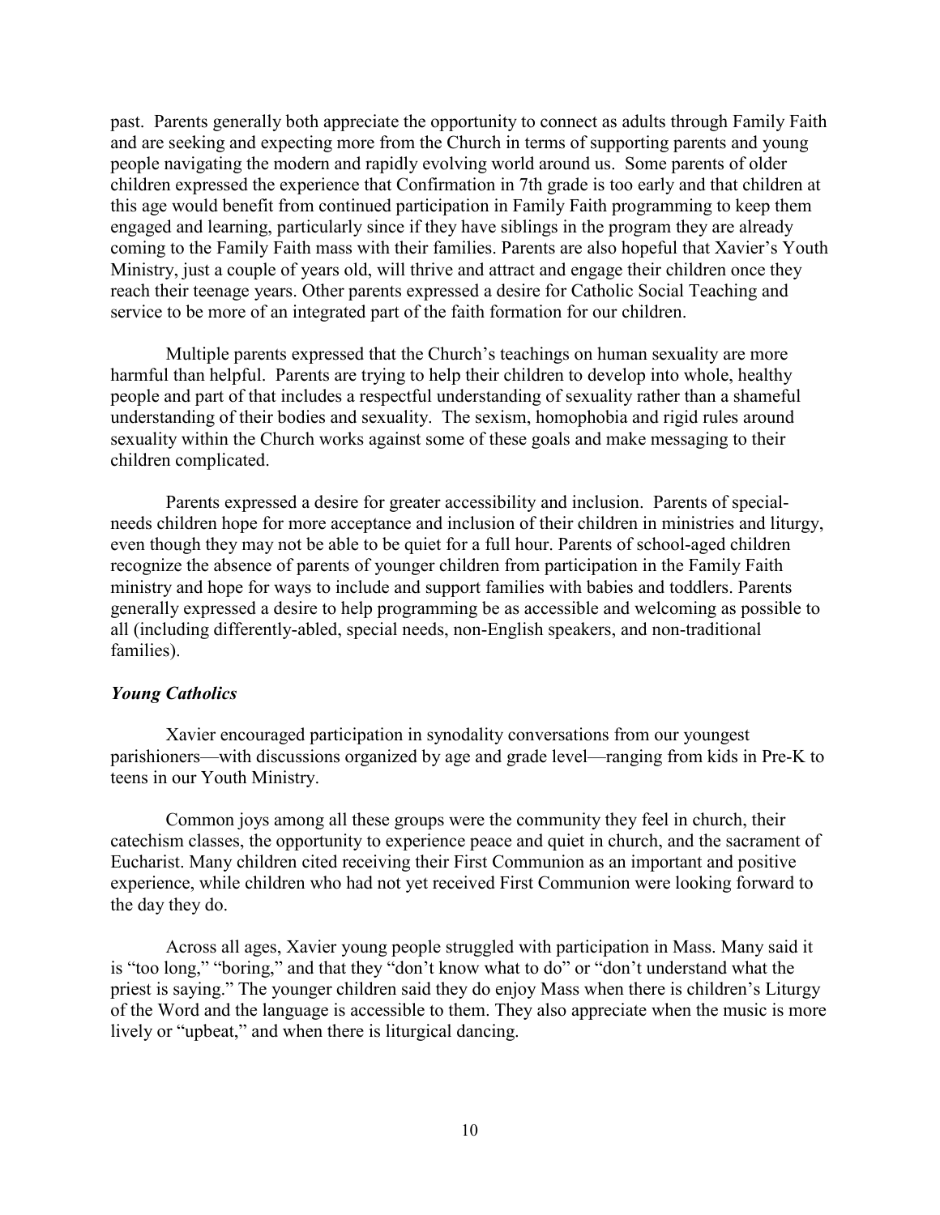past. Parents generally both appreciate the opportunity to connect as adults through Family Faith and are seeking and expecting more from the Church in terms of supporting parents and young people navigating the modern and rapidly evolving world around us. Some parents of older children expressed the experience that Confirmation in 7th grade is too early and that children at this age would benefit from continued participation in Family Faith programming to keep them engaged and learning, particularly since if they have siblings in the program they are already coming to the Family Faith mass with their families. Parents are also hopeful that Xavier's Youth Ministry, just a couple of years old, will thrive and attract and engage their children once they reach their teenage years. Other parents expressed a desire for Catholic Social Teaching and service to be more of an integrated part of the faith formation for our children.

Multiple parents expressed that the Church's teachings on human sexuality are more harmful than helpful. Parents are trying to help their children to develop into whole, healthy people and part of that includes a respectful understanding of sexuality rather than a shameful understanding of their bodies and sexuality. The sexism, homophobia and rigid rules around sexuality within the Church works against some of these goals and make messaging to their children complicated.

Parents expressed a desire for greater accessibility and inclusion. Parents of special-needs children hope for more acceptance and inclusion of their children in ministries and liturgy, even though they may not be able to be quiet for a full hour. Parents of school-aged children recognize the absence of parents of younger children from participation in the Family Faith ministry and hope for ways to include and support families with babies and toddlers. Parents generally expressed a desire to help programming be as accessible and welcoming as possible to all (including differently-abled, special needs, non-English speakers, and non-traditional families).

### *Young Catholics*

Xavier encouraged participation in synodality conversations from our youngest parishioners—with discussions organized by age and grade level—ranging from kids in Pre-K to teens in our Youth Ministry.

Common joys among all these groups were the community they feel in church, their catechism classes, the opportunity to experience peace and quiet in church, and the sacrament of Eucharist. Many children cited receiving their First Communion as an important and positive experience, while children who had not yet received First Communion were looking forward to the day they do.

Across all ages, Xavier young people struggled with participation in Mass. Many said it is "too long," "boring," and that they "don't know what to do" or "don't understand what the priest is saying." The younger children said they do enjoy Mass when there is children's Liturgy of the Word and the language is accessible to them. They also appreciate when the music is more lively or "upbeat," and when there is liturgical dancing.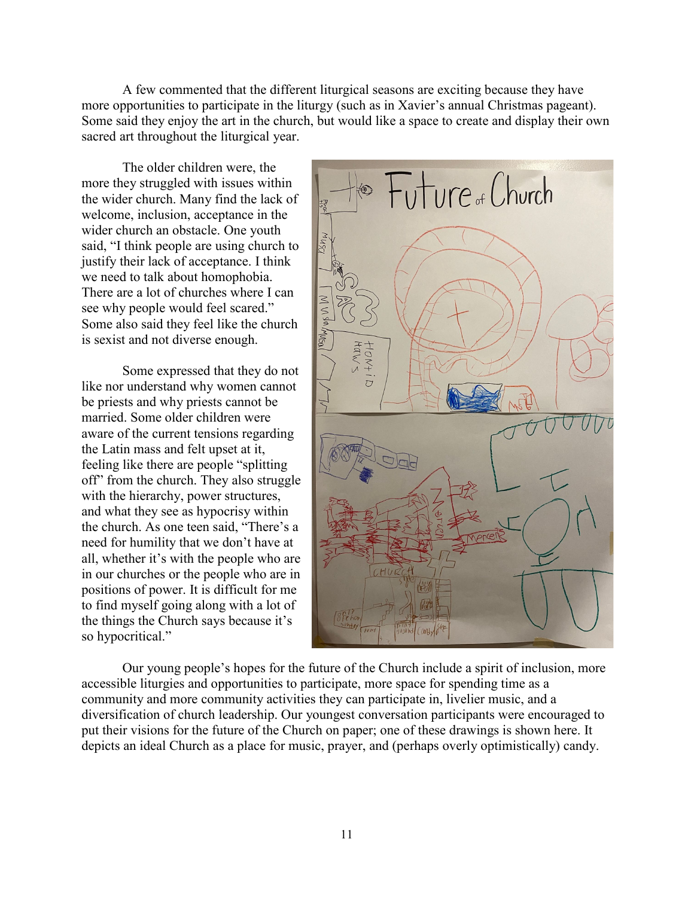A few commented that the different liturgical seasons are exciting because they have more opportunities to participate in the liturgy (such as in Xavier's annual Christmas pageant). Some said they enjoy the art in the church, but would like a space to create and display their own sacred art throughout the liturgical year.

The older children were, the more they struggled with issues within the wider church. Many find the lack of welcome, inclusion, acceptance in the wider church an obstacle. One youth said, "I think people are using church to justify their lack of acceptance. I think we need to talk about homophobia. There are a lot of churches where I can see why people would feel scared." Some also said they feel like the church is sexist and not diverse enough.

Some expressed that they do not like nor understand why women cannot be priests and why priests cannot be married. Some older children were aware of the current tensions regarding the Latin mass and felt upset at it, feeling like there are people "splitting off" from the church. They also struggle with the hierarchy, power structures, and what they see as hypocrisy within the church. As one teen said, "There's a need for humility that we don't have at all, whether it's with the people who are in our churches or the people who are in positions of power. It is difficult for me to find myself going along with a lot of the things the Church says because it's so hypocritical."

Our young people's hopes for the future of the Church include a spirit of inclusion, more accessible liturgies and opportunities to participate, more space for spending time as a community and more community activities they can participate in, livelier music, and a diversification of church leadership. Our youngest conversation participants were encouraged to put their visions for the future of the Church on paper; one of these drawings is shown here. It depicts an ideal Church as a place for music, prayer, and (perhaps overly optimistically) candy.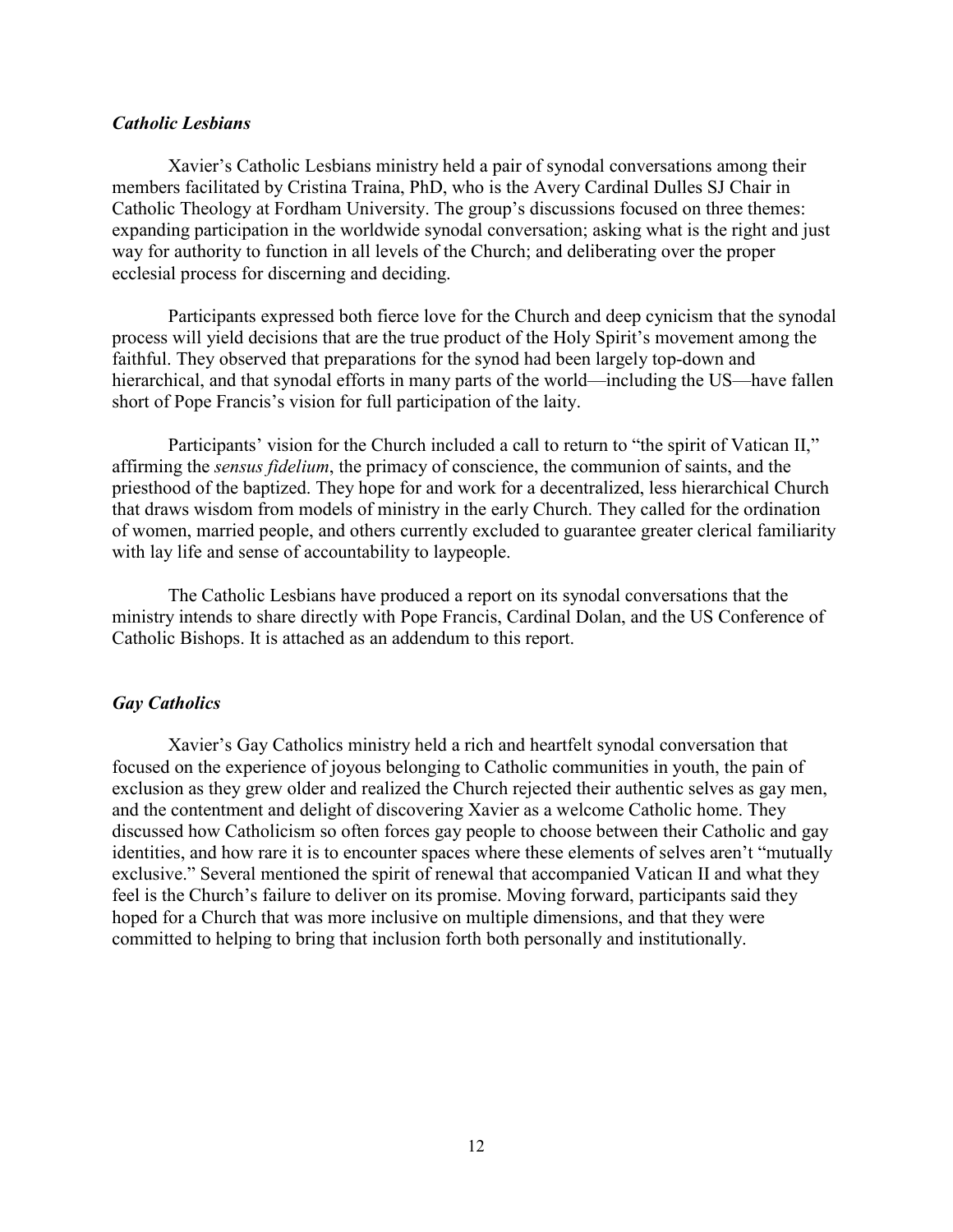### *Catholic Lesbians*

Xavier's Catholic Lesbians ministry held a pair of synodal conversations among their members facilitated by Cristina Traina, PhD, who is the Avery Cardinal Dulles SJ Chair in Catholic Theology at Fordham University. The group's discussions focused on three themes: expanding participation in the worldwide synodal conversation; asking what is the right and just way for authority to function in all levels of the Church; and deliberating over the proper ecclesial process for discerning and deciding.

Participants expressed both fierce love for the Church and deep cynicism that the synodal process will yield decisions that are the true product of the Holy Spirit's movement among the faithful. They observed that preparations for the synod had been largely top-down and hierarchical, and that synodal efforts in many parts of the world—including the US—have fallen short of Pope Francis's vision for full participation of the laity.

Participants' vision for the Church included a call to return to "the spirit of Vatican II," affirming the *sensus fidelium*, the primacy of conscience, the communion of saints, and the priesthood of the baptized. They hope for and work for a decentralized, less hierarchical Church that draws wisdom from models of ministry in the early Church. They called for the ordination of women, married people, and others currently excluded to guarantee greater clerical familiarity with lay life and sense of accountability to laypeople.

The Catholic Lesbians have produced a report on its synodal conversations that the ministry intends to share directly with Pope Francis, Cardinal Dolan, and the US Conference of Catholic Bishops. It is attached as an addendum to this report.

### *Gay Catholics*

Xavier's Gay Catholics ministry held a rich and heartfelt synodal conversation that focused on the experience of joyous belonging to Catholic communities in youth, the pain of exclusion as they grew older and realized the Church rejected their authentic selves as gay men, and the contentment and delight of discovering Xavier as a welcome Catholic home. They discussed how Catholicism so often forces gay people to choose between their Catholic and gay identities, and how rare it is to encounter spaces where these elements of selves aren't "mutually exclusive." Several mentioned the spirit of renewal that accompanied Vatican II and what they feel is the Church's failure to deliver on its promise. Moving forward, participants said they hoped for a Church that was more inclusive on multiple dimensions, and that they were committed to helping to bring that inclusion forth both personally and institutionally.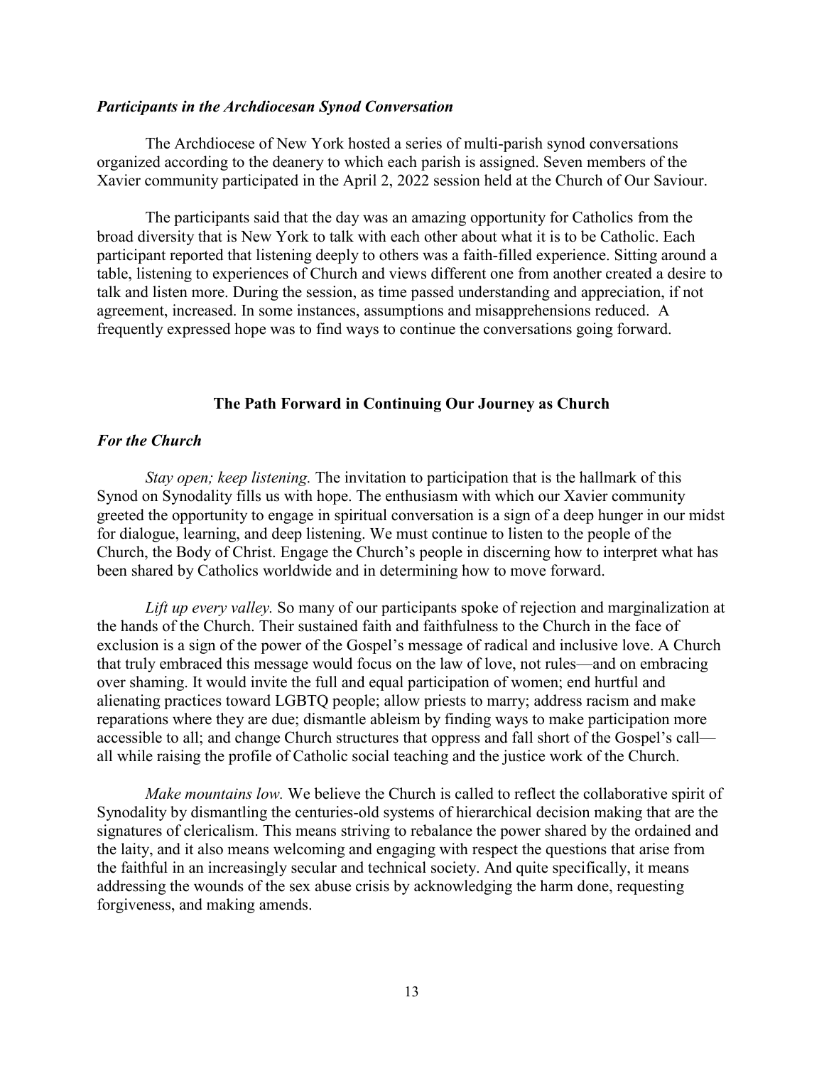### *Participants in the Archdiocesan Synod Conversation*

The Archdiocese of New York hosted a series of multi-parish synod conversations organized according to the deanery to which each parish is assigned. Seven members of the Xavier community participated in the April 2, 2022 session held at the Church of Our Saviour.

The participants said that the day was an amazing opportunity for Catholics from the broad diversity that is New York to talk with each other about what it is to be Catholic. Each participant reported that listening deeply to others was a faith-filled experience. Sitting around a table, listening to experiences of Church and views different one from another created a desire to talk and listen more. During the session, as time passed understanding and appreciation, if not agreement, increased. In some instances, assumptions and misapprehensions reduced. A frequently expressed hope was to find ways to continue the conversations going forward.

## The Path Forward in Continuing Our Journey as Church

### *For the Church*

*Stay open; keep listening.* The invitation to participation that is the hallmark of this Synod on Synodality fills us with hope. The enthusiasm with which our Xavier community greeted the opportunity to engage in spiritual conversation is a sign of a deep hunger in our midst for dialogue, learning, and deep listening. We must continue to listen to the people of the Church, the Body of Christ. Engage the Church's people in discerning how to interpret what has been shared by Catholics worldwide and in determining how to move forward.

*Lift up every valley.* So many of our participants spoke of rejection and marginalization at the hands of the Church. Their sustained faith and faithfulness to the Church in the face of exclusion is a sign of the power of the Gospel's message of radical and inclusive love. A Church that truly embraced this message would focus on the law of love, not rules—and on embracing over shaming. It would invite the full and equal participation of women; end hurtful and alienating practices toward LGBTQ people; allow priests to marry; address racism and make reparations where they are due; dismantle ableism by finding ways to make participation more accessible to all; and change Church structures that oppress and fall short of the Gospel's call—all while raising the profile of Catholic social teaching and the justice work of the Church.

*Make mountains low.* We believe the Church is called to reflect the collaborative spirit of Synodality by dismantling the centuries-old systems of hierarchical decision making that are the signatures of clericalism. This means striving to rebalance the power shared by the ordained and the laity, and it also means welcoming and engaging with respect the questions that arise from the faithful in an increasingly secular and technical society. And quite specifically, it means addressing the wounds of the sex abuse crisis by acknowledging the harm done, requesting forgiveness, and making amends.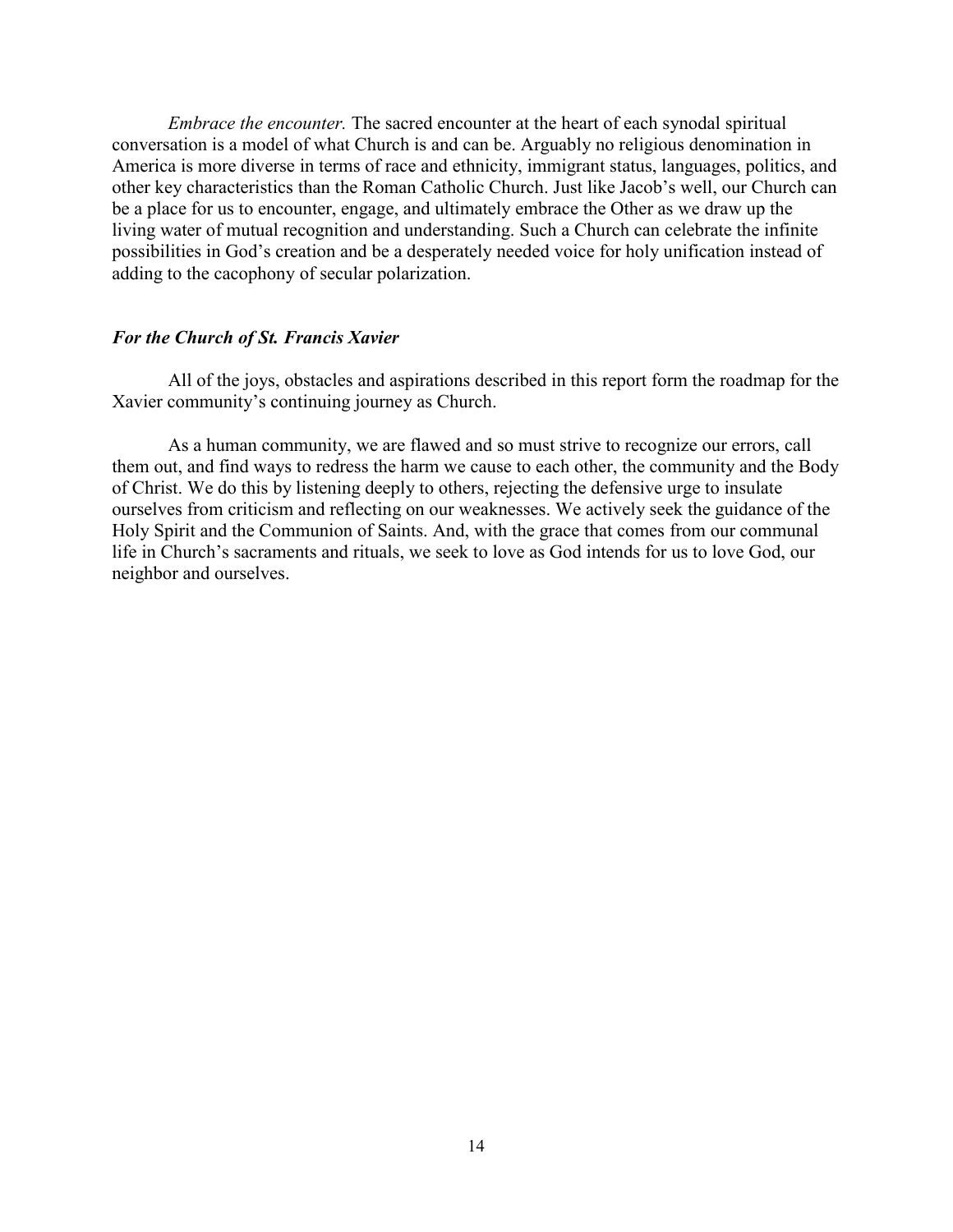*Embrace the encounter.* The sacred encounter at the heart of each synodal spiritual conversation is a model of what Church is and can be. Arguably no religious denomination in America is more diverse in terms of race and ethnicity, immigrant status, languages, politics, and other key characteristics than the Roman Catholic Church. Just like Jacob's well, our Church can be a place for us to encounter, engage, and ultimately embrace the Other as we draw up the living water of mutual recognition and understanding. Such a Church can celebrate the infinite possibilities in God's creation and be a desperately needed voice for holy unification instead of adding to the cacophony of secular polarization.

### *For the Church of St. Francis Xavier*

All of the joys, obstacles and aspirations described in this report form the roadmap for the Xavier community's continuing journey as Church.

As a human community, we are flawed and so must strive to recognize our errors, call them out, and find ways to redress the harm we cause to each other, the community and the Body of Christ. We do this by listening deeply to others, rejecting the defensive urge to insulate ourselves from criticism and reflecting on our weaknesses. We actively seek the guidance of the Holy Spirit and the Communion of Saints. And, with the grace that comes from our communal life in Church's sacraments and rituals, we seek to love as God intends for us to love God, our neighbor and ourselves.